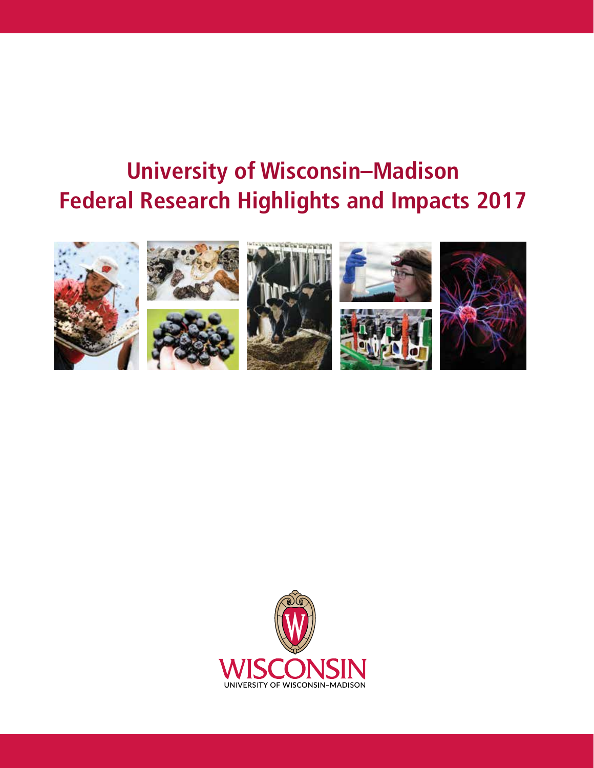# University of Wisconsin–Madison Federal Research Highlights and Impacts 2017

WISCONSIN

UNIVERSITY OF WISCONSIN–MADISON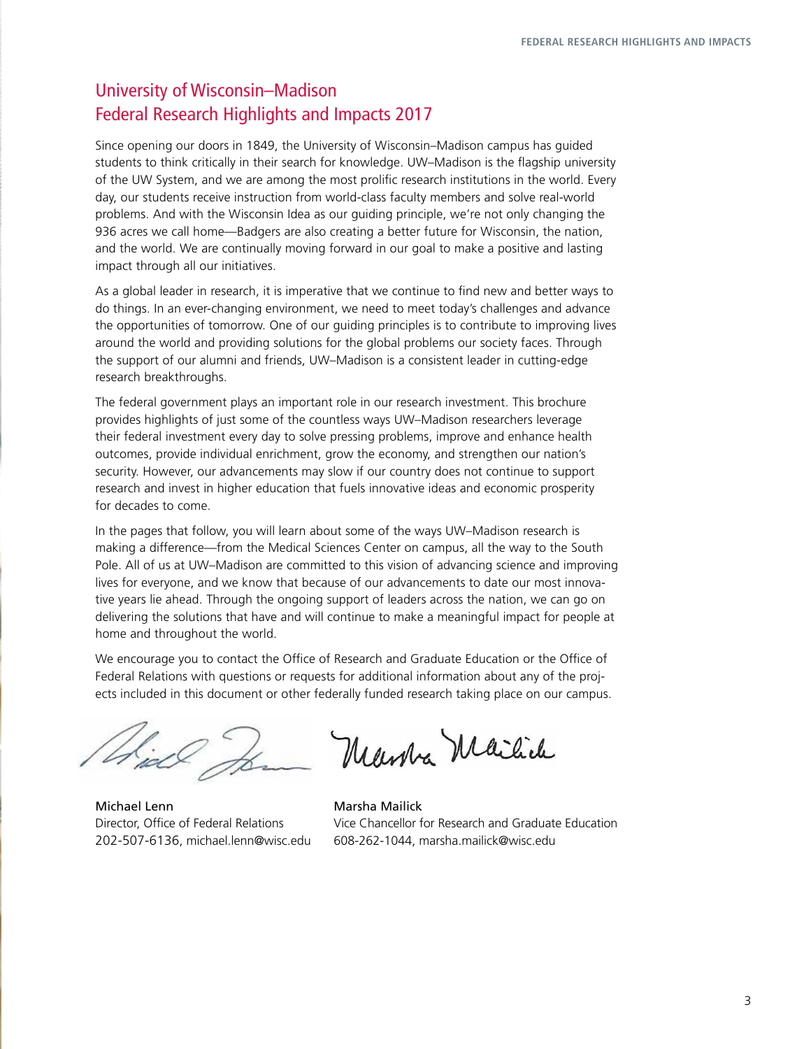# University of Wisconsin–Madison Federal Research Highlights and Impacts 2017

Since opening our doors in 1849, the University of Wisconsin–Madison campus has guided students to think critically in their search for knowledge. UW–Madison is the flagship university of the UW System, and we are among the most prolific research institutions in the world. Every day, our students receive instruction from world-class faculty members and solve real-world problems. And with the Wisconsin Idea as our guiding principle, we're not only changing the 936 acres we call home—Badgers are also creating a better future for Wisconsin, the nation, and the world. We are continually moving forward in our goal to make a positive and lasting impact through all our initiatives.

As a global leader in research, it is imperative that we continue to find new and better ways to do things. In an ever-changing environment, we need to meet today's challenges and advance the opportunities of tomorrow. One of our guiding principles is to contribute to improving lives around the world and providing solutions for the global problems our society faces. Through the support of our alumni and friends, UW–Madison is a consistent leader in cutting-edge research breakthroughs.

The federal government plays an important role in our research investment. This brochure provides highlights of just some of the countless ways UW–Madison researchers leverage their federal investment every day to solve pressing problems, improve and enhance health outcomes, provide individual enrichment, grow the economy, and strengthen our nation's security. However, our advancements may slow if our country does not continue to support research and invest in higher education that fuels innovative ideas and economic prosperity for decades to come.

In the pages that follow, you will learn about some of the ways UW–Madison research is making a difference—from the Medical Sciences Center on campus, all the way to the South Pole. All of us at UW–Madison are committed to this vision of advancing science and improving lives for everyone, and we know that because of our advancements to date our most innovative years lie ahead. Through the ongoing support of leaders across the nation, we can go on delivering the solutions that have and will continue to make a meaningful impact for people at home and throughout the world.

We encourage you to contact the Office of Research and Graduate Education or the Office of Federal Relations with questions or requests for additional information about any of the projects included in this document or other federally funded research taking place on our campus.

Michael Lenn
Director, Office of Federal Relations
202-507-6136, michael.lenn@wisc.edu

Marsha Mailick
Vice Chancellor for Research and Graduate Education
608-262-1044, marsha.mailick@wisc.edu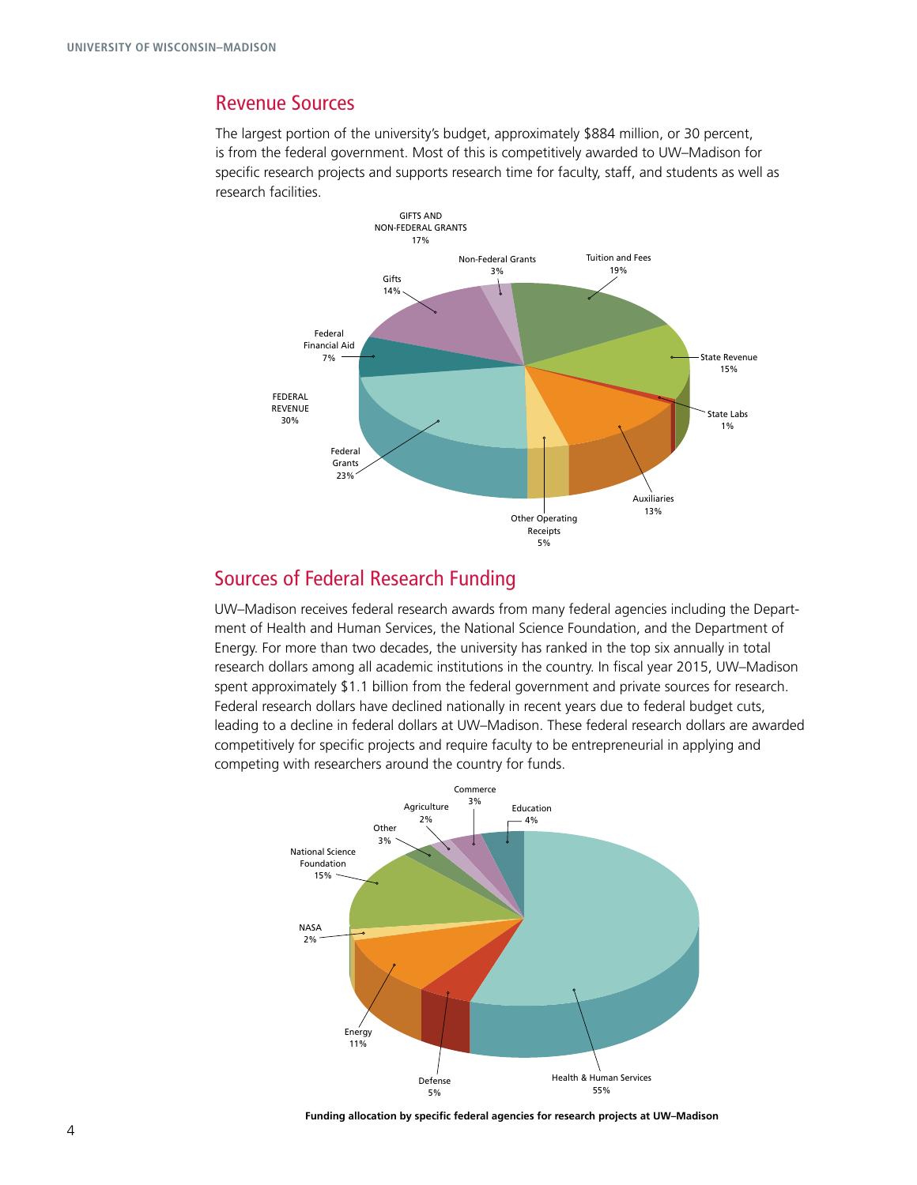## Revenue Sources

The largest portion of the university's budget, approximately $884 million, or 30 percent, is from the federal government. Most of this is competitively awarded to UW–Madison for specific research projects and supports research time for faculty, staff, and students as well as research facilities.

GIFTS AND NON-FEDERAL GRANTS 17%

Non-Federal Grants 3%

Tuition and Fees 19%

Gifts 14%

Federal Financial Aid 7%

State Revenue 15%

State Labs 1%

FEDERAL REVENUE 30%

Federal Grants 23%

Auxiliaries 13%

Other Operating Receipts 5%

## Sources of Federal Research Funding

UW–Madison receives federal research awards from many federal agencies including the Department of Health and Human Services, the National Science Foundation, and the Department of Energy. For more than two decades, the university has ranked in the top six annually in total research dollars among all academic institutions in the country. In fiscal year 2015, UW–Madison spent approximately $1.1 billion from the federal government and private sources for research. Federal research dollars have declined nationally in recent years due to federal budget cuts, leading to a decline in federal dollars at UW–Madison. These federal research dollars are awarded competitively for specific projects and require faculty to be entrepreneurial in applying and competing with researchers around the country for funds.

Commerce 3%

Agriculture 2%

Education 4%

Other 3%

National Science Foundation 15%

NASA 2%

Energy 11%

Defense 5%

Health & Human Services 55%

**Funding allocation by specific federal agencies for research projects at UW–Madison**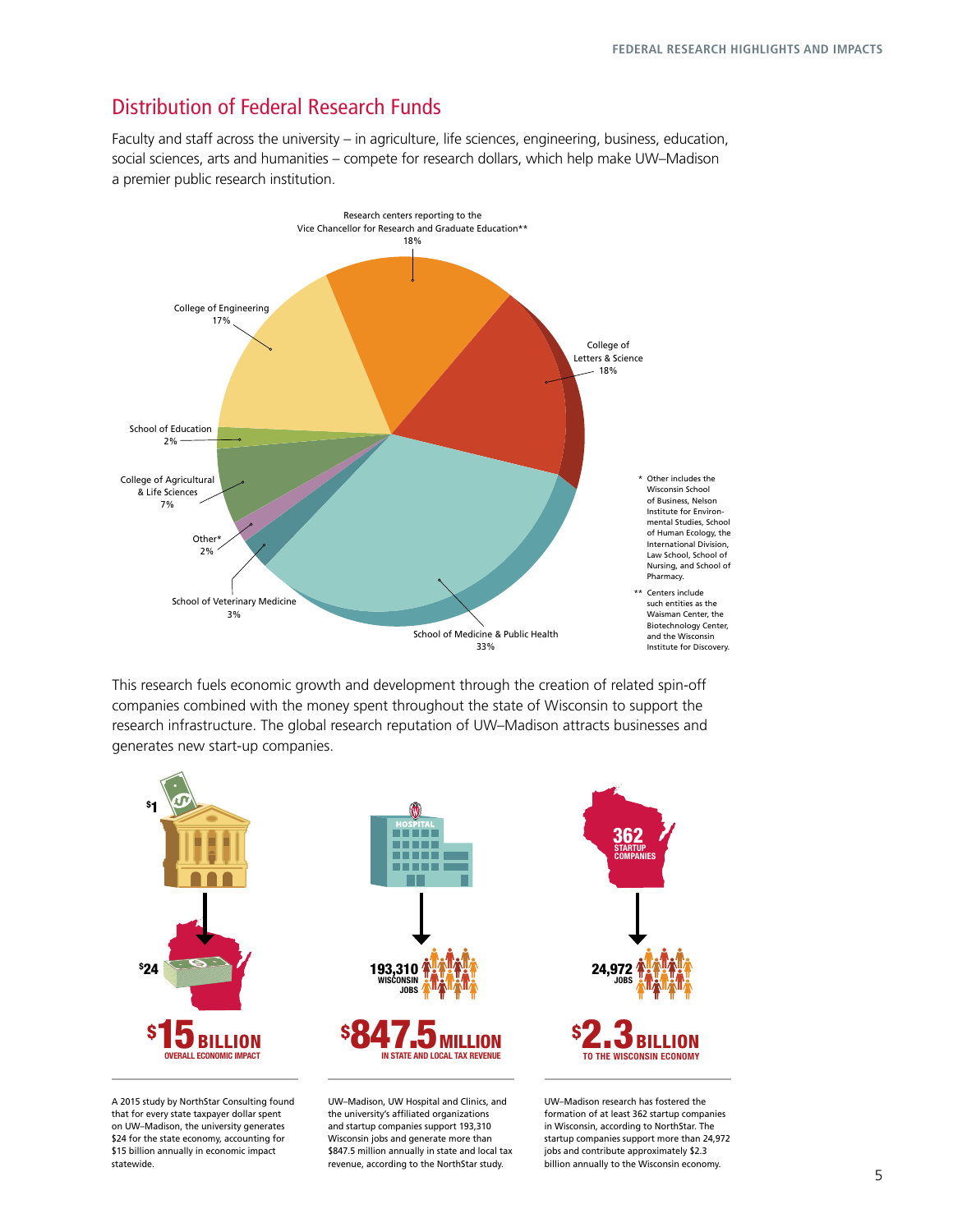## Distribution of Federal Research Funds

Faculty and staff across the university – in agriculture, life sciences, engineering, business, education, social sciences, arts and humanities – compete for research dollars, which help make UW–Madison a premier public research institution.

| Unit | Share |
|---|---|
| Research centers reporting to the Vice Chancellor for Research and Graduate Education** | 18% |
| College of Letters & Science | 18% |
| School of Medicine & Public Health | 33% |
| School of Veterinary Medicine | 3% |
| Other* | 2% |
| College of Agricultural & Life Sciences | 7% |
| School of Education | 2% |
| College of Engineering | 17% |

\* Other includes the Wisconsin School of Business, Nelson Institute for Environmental Studies, School of Human Ecology, the International Division, Law School, School of Nursing, and School of Pharmacy.

\*\* Centers include such entities as the Waisman Center, the Biotechnology Center, and the Wisconsin Institute for Discovery.

This research fuels economic growth and development through the creation of related spin-off companies combined with the money spent throughout the state of Wisconsin to support the research infrastructure. The global research reputation of UW–Madison attracts businesses and generates new start-up companies.

$1 → $24

**$15 BILLION** OVERALL ECONOMIC IMPACT

A 2015 study by NorthStar Consulting found that for every state taxpayer dollar spent on UW–Madison, the university generates $24 for the state economy, accounting for $15 billion annually in economic impact statewide.

HOSPITAL → 193,310 WISCONSIN JOBS

**$847.5 MILLION** IN STATE AND LOCAL TAX REVENUE

UW–Madison, UW Hospital and Clinics, and the university's affiliated organizations and startup companies support 193,310 Wisconsin jobs and generate more than $847.5 million annually in state and local tax revenue, according to the NorthStar study.

362 STARTUP COMPANIES → 24,972 JOBS

**$2.3 BILLION** TO THE WISCONSIN ECONOMY

UW–Madison research has fostered the formation of at least 362 startup companies in Wisconsin, according to NorthStar. The startup companies support more than 24,972 jobs and contribute approximately $2.3 billion annually to the Wisconsin economy.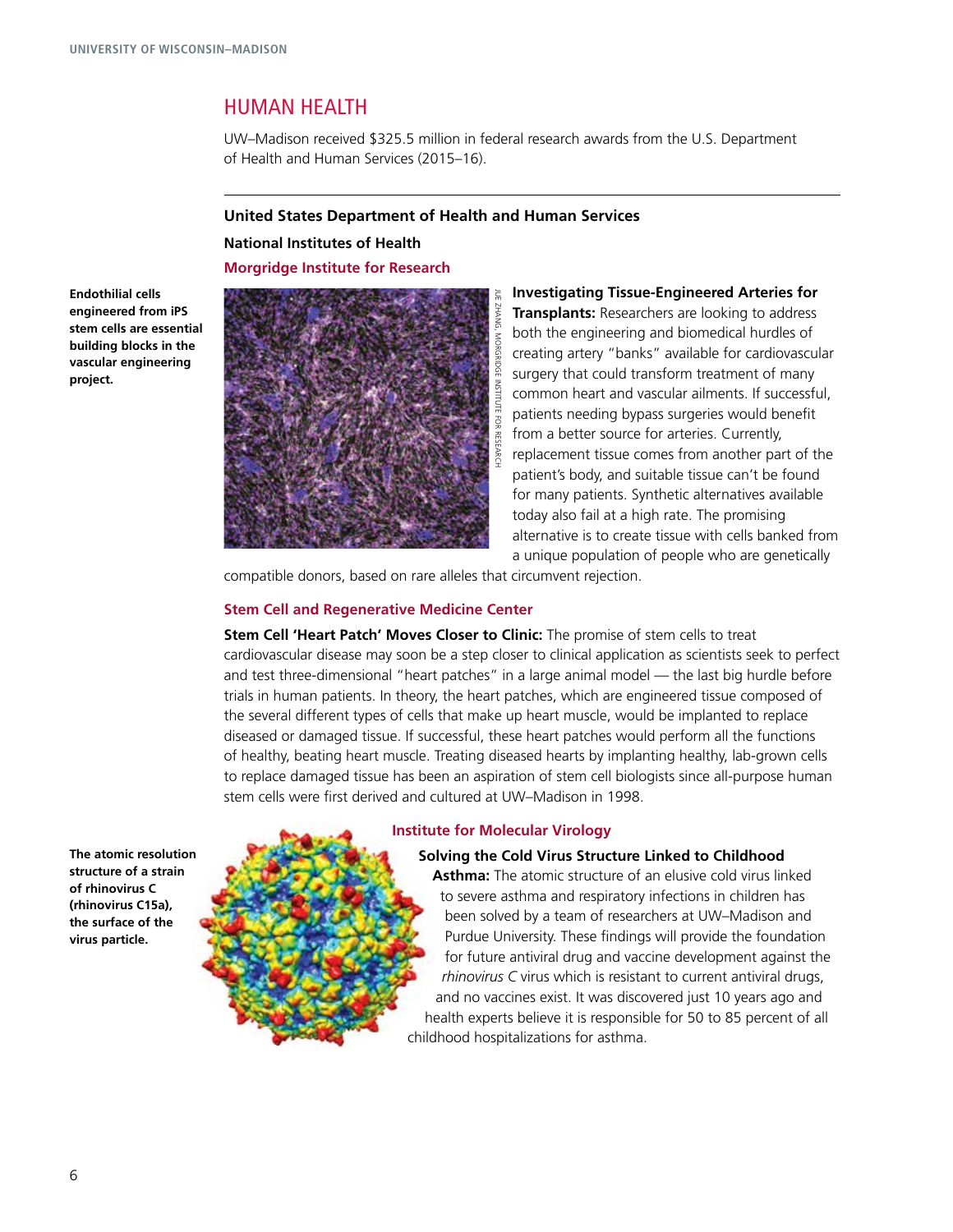## HUMAN HEALTH

UW–Madison received $325.5 million in federal research awards from the U.S. Department of Health and Human Services (2015–16).

---

**United States Department of Health and Human Services**

**National Institutes of Health**

**Morgridge Institute for Research**

**Endothilial cells engineered from iPS stem cells are essential building blocks in the vascular engineering project.**

JUE ZHANG, MORGRIDGE INSTITUTE FOR RESEARCH

**Investigating Tissue-Engineered Arteries for Transplants:** Researchers are looking to address both the engineering and biomedical hurdles of creating artery "banks" available for cardiovascular surgery that could transform treatment of many common heart and vascular ailments. If successful, patients needing bypass surgeries would benefit from a better source for arteries. Currently, replacement tissue comes from another part of the patient's body, and suitable tissue can't be found for many patients. Synthetic alternatives available today also fail at a high rate. The promising alternative is to create tissue with cells banked from a unique population of people who are genetically compatible donors, based on rare alleles that circumvent rejection.

**Stem Cell and Regenerative Medicine Center**

**Stem Cell 'Heart Patch' Moves Closer to Clinic:** The promise of stem cells to treat cardiovascular disease may soon be a step closer to clinical application as scientists seek to perfect and test three-dimensional "heart patches" in a large animal model — the last big hurdle before trials in human patients. In theory, the heart patches, which are engineered tissue composed of the several different types of cells that make up heart muscle, would be implanted to replace diseased or damaged tissue. If successful, these heart patches would perform all the functions of healthy, beating heart muscle. Treating diseased hearts by implanting healthy, lab-grown cells to replace damaged tissue has been an aspiration of stem cell biologists since all-purpose human stem cells were first derived and cultured at UW–Madison in 1998.

**Institute for Molecular Virology**

**The atomic resolution structure of a strain of rhinovirus C (rhinovirus C15a), the surface of the virus particle.**

**Solving the Cold Virus Structure Linked to Childhood Asthma:** The atomic structure of an elusive cold virus linked to severe asthma and respiratory infections in children has been solved by a team of researchers at UW–Madison and Purdue University. These findings will provide the foundation for future antiviral drug and vaccine development against the *rhinovirus C* virus which is resistant to current antiviral drugs, and no vaccines exist. It was discovered just 10 years ago and health experts believe it is responsible for 50 to 85 percent of all childhood hospitalizations for asthma.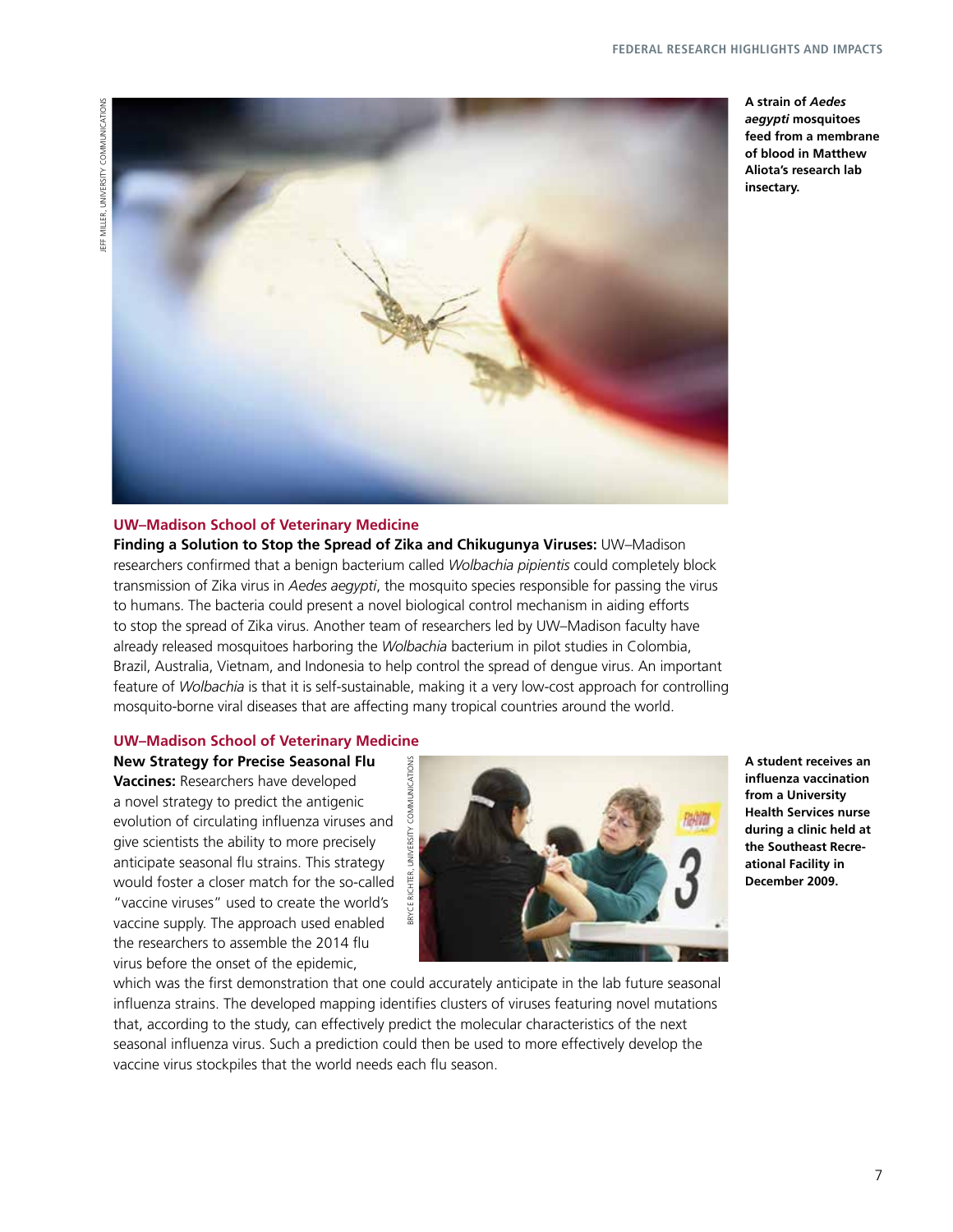A strain of ***Aedes aegypti*** **mosquitoes feed from a membrane of blood in Matthew Aliota's research lab insectary.**

JEFF MILLER, UNIVERSITY COMMUNICATIONS

### UW–Madison School of Veterinary Medicine

**Finding a Solution to Stop the Spread of Zika and Chikugunya Viruses:** UW–Madison researchers confirmed that a benign bacterium called *Wolbachia pipientis* could completely block transmission of Zika virus in *Aedes aegypti*, the mosquito species responsible for passing the virus to humans. The bacteria could present a novel biological control mechanism in aiding efforts to stop the spread of Zika virus. Another team of researchers led by UW–Madison faculty have already released mosquitoes harboring the *Wolbachia* bacterium in pilot studies in Colombia, Brazil, Australia, Vietnam, and Indonesia to help control the spread of dengue virus. An important feature of *Wolbachia* is that it is self-sustainable, making it a very low-cost approach for controlling mosquito-borne viral diseases that are affecting many tropical countries around the world.

### UW–Madison School of Veterinary Medicine

**New Strategy for Precise Seasonal Flu Vaccines:** Researchers have developed a novel strategy to predict the antigenic evolution of circulating influenza viruses and give scientists the ability to more precisely anticipate seasonal flu strains. This strategy would foster a closer match for the so-called "vaccine viruses" used to create the world's vaccine supply. The approach used enabled the researchers to assemble the 2014 flu virus before the onset of the epidemic, which was the first demonstration that one could accurately anticipate in the lab future seasonal influenza strains. The developed mapping identifies clusters of viruses featuring novel mutations that, according to the study, can effectively predict the molecular characteristics of the next seasonal influenza virus. Such a prediction could then be used to more effectively develop the vaccine virus stockpiles that the world needs each flu season.

BRYCE RICHTER, UNIVERSITY COMMUNICATIONS

**A student receives an influenza vaccination from a University Health Services nurse during a clinic held at the Southeast Recreational Facility in December 2009.**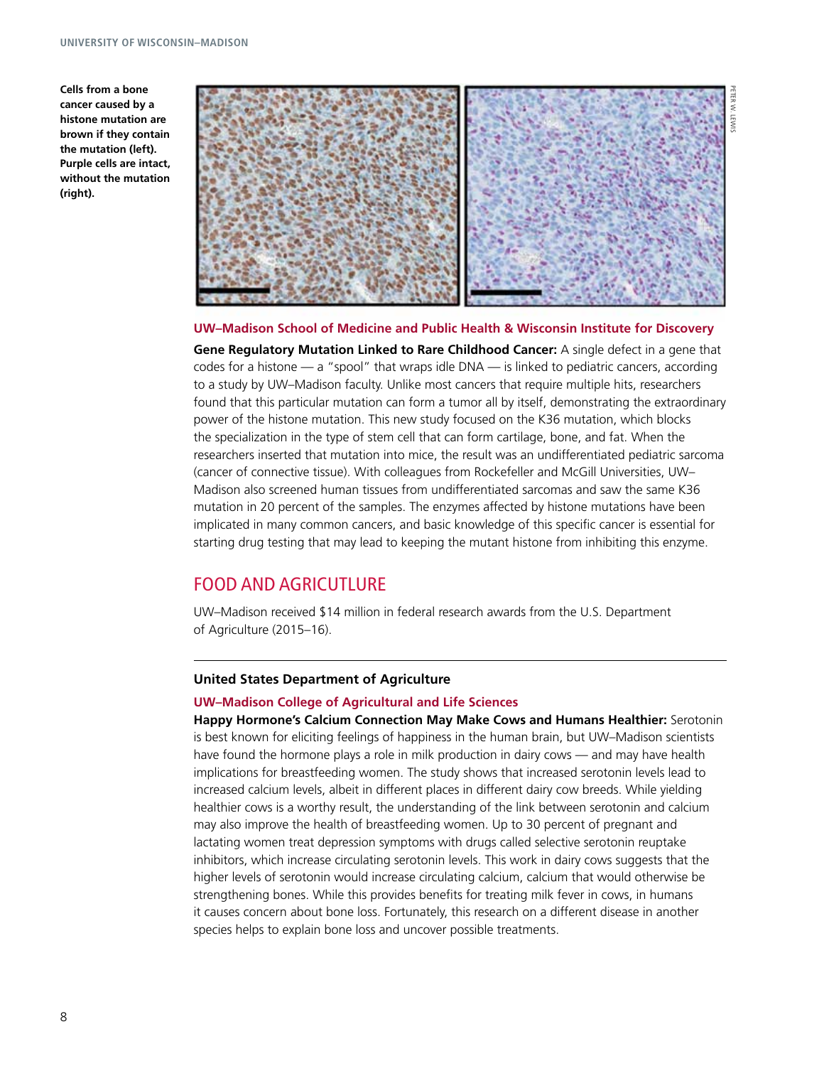Cells from a bone cancer caused by a histone mutation are brown if they contain the mutation (left). Purple cells are intact, without the mutation (right).

PETER W. LEWIS

### UW–Madison School of Medicine and Public Health & Wisconsin Institute for Discovery

**Gene Regulatory Mutation Linked to Rare Childhood Cancer:** A single defect in a gene that codes for a histone — a "spool" that wraps idle DNA — is linked to pediatric cancers, according to a study by UW–Madison faculty. Unlike most cancers that require multiple hits, researchers found that this particular mutation can form a tumor all by itself, demonstrating the extraordinary power of the histone mutation. This new study focused on the K36 mutation, which blocks the specialization in the type of stem cell that can form cartilage, bone, and fat. When the researchers inserted that mutation into mice, the result was an undifferentiated pediatric sarcoma (cancer of connective tissue). With colleagues from Rockefeller and McGill Universities, UW–Madison also screened human tissues from undifferentiated sarcomas and saw the same K36 mutation in 20 percent of the samples. The enzymes affected by histone mutations have been implicated in many common cancers, and basic knowledge of this specific cancer is essential for starting drug testing that may lead to keeping the mutant histone from inhibiting this enzyme.

## FOOD AND AGRICUTLURE

UW–Madison received $14 million in federal research awards from the U.S. Department of Agriculture (2015–16).

---

### United States Department of Agriculture

#### UW–Madison College of Agricultural and Life Sciences

**Happy Hormone's Calcium Connection May Make Cows and Humans Healthier:** Serotonin is best known for eliciting feelings of happiness in the human brain, but UW–Madison scientists have found the hormone plays a role in milk production in dairy cows — and may have health implications for breastfeeding women. The study shows that increased serotonin levels lead to increased calcium levels, albeit in different places in different dairy cow breeds. While yielding healthier cows is a worthy result, the understanding of the link between serotonin and calcium may also improve the health of breastfeeding women. Up to 30 percent of pregnant and lactating women treat depression symptoms with drugs called selective serotonin reuptake inhibitors, which increase circulating serotonin levels. This work in dairy cows suggests that the higher levels of serotonin would increase circulating calcium, calcium that would otherwise be strengthening bones. While this provides benefits for treating milk fever in cows, in humans it causes concern about bone loss. Fortunately, this research on a different disease in another species helps to explain bone loss and uncover possible treatments.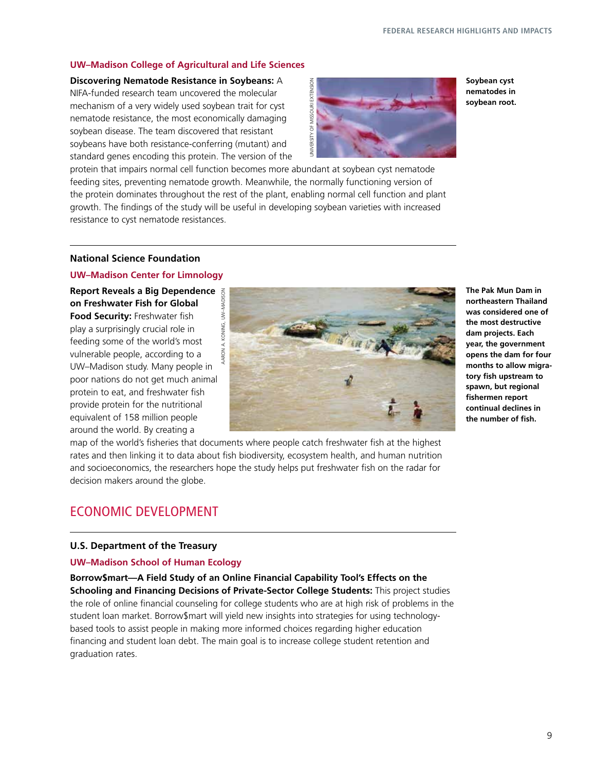### UW–Madison College of Agricultural and Life Sciences

**Discovering Nematode Resistance in Soybeans:** A NIFA-funded research team uncovered the molecular mechanism of a very widely used soybean trait for cyst nematode resistance, the most economically damaging soybean disease. The team discovered that resistant soybeans have both resistance-conferring (mutant) and standard genes encoding this protein. The version of the protein that impairs normal cell function becomes more abundant at soybean cyst nematode feeding sites, preventing nematode growth. Meanwhile, the normally functioning version of the protein dominates throughout the rest of the plant, enabling normal cell function and plant growth. The findings of the study will be useful in developing soybean varieties with increased resistance to cyst nematode resistances.

UNIVERSITY OF MISSOURI EXTENSION

**Soybean cyst nematodes in soybean root.**

---

## National Science Foundation

### UW–Madison Center for Limnology

**Report Reveals a Big Dependence on Freshwater Fish for Global Food Security:** Freshwater fish play a surprisingly crucial role in feeding some of the world's most vulnerable people, according to a UW–Madison study. Many people in poor nations do not get much animal protein to eat, and freshwater fish provide protein for the nutritional equivalent of 158 million people around the world. By creating a map of the world's fisheries that documents where people catch freshwater fish at the highest rates and then linking it to data about fish biodiversity, ecosystem health, and human nutrition and socioeconomics, the researchers hope the study helps put freshwater fish on the radar for decision makers around the globe.

AARON A. KONING, UW–MADISON

**The Pak Mun Dam in northeastern Thailand was considered one of the most destructive dam projects. Each year, the government opens the dam for four months to allow migratory fish upstream to spawn, but regional fishermen report continual declines in the number of fish.**

# ECONOMIC DEVELOPMENT

---

## U.S. Department of the Treasury

### UW–Madison School of Human Ecology

**Borrow$mart—A Field Study of an Online Financial Capability Tool's Effects on the Schooling and Financing Decisions of Private-Sector College Students:** This project studies the role of online financial counseling for college students who are at high risk of problems in the student loan market. Borrow$mart will yield new insights into strategies for using technology-based tools to assist people in making more informed choices regarding higher education financing and student loan debt. The main goal is to increase college student retention and graduation rates.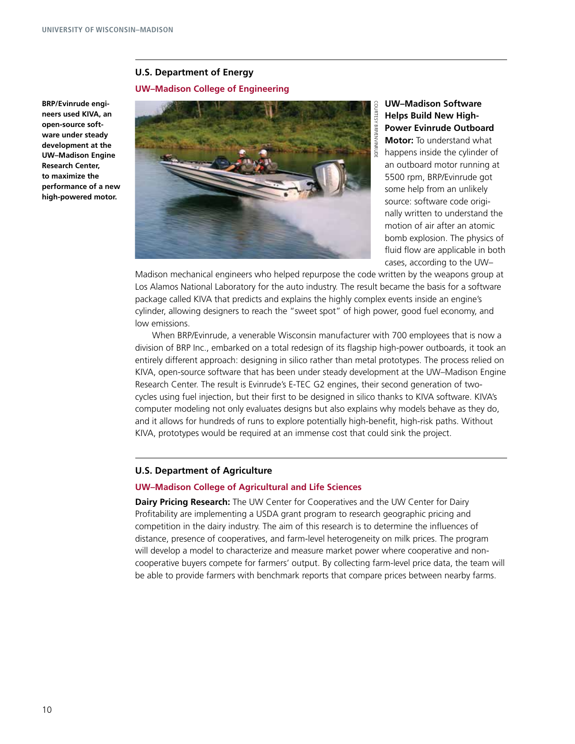## U.S. Department of Energy

### UW–Madison College of Engineering

**BRP/Evinrude engineers used KIVA, an open-source software under steady development at the UW–Madison Engine Research Center, to maximize the performance of a new high-powered motor.**

COURTESY BRP/EVINRUDE

**UW–Madison Software Helps Build New High-Power Evinrude Outboard Motor:** To understand what happens inside the cylinder of an outboard motor running at 5500 rpm, BRP/Evinrude got some help from an unlikely source: software code originally written to understand the motion of air after an atomic bomb explosion. The physics of fluid flow are applicable in both cases, according to the UW–Madison mechanical engineers who helped repurpose the code written by the weapons group at Los Alamos National Laboratory for the auto industry. The result became the basis for a software package called KIVA that predicts and explains the highly complex events inside an engine's cylinder, allowing designers to reach the "sweet spot" of high power, good fuel economy, and low emissions.

When BRP/Evinrude, a venerable Wisconsin manufacturer with 700 employees that is now a division of BRP Inc., embarked on a total redesign of its flagship high-power outboards, it took an entirely different approach: designing in silico rather than metal prototypes. The process relied on KIVA, open-source software that has been under steady development at the UW–Madison Engine Research Center. The result is Evinrude's E-TEC G2 engines, their second generation of two-cycles using fuel injection, but their first to be designed in silico thanks to KIVA software. KIVA's computer modeling not only evaluates designs but also explains why models behave as they do, and it allows for hundreds of runs to explore potentially high-benefit, high-risk paths. Without KIVA, prototypes would be required at an immense cost that could sink the project.

## U.S. Department of Agriculture

### UW–Madison College of Agricultural and Life Sciences

**Dairy Pricing Research:** The UW Center for Cooperatives and the UW Center for Dairy Profitability are implementing a USDA grant program to research geographic pricing and competition in the dairy industry. The aim of this research is to determine the influences of distance, presence of cooperatives, and farm-level heterogeneity on milk prices. The program will develop a model to characterize and measure market power where cooperative and non-cooperative buyers compete for farmers' output. By collecting farm-level price data, the team will be able to provide farmers with benchmark reports that compare prices between nearby farms.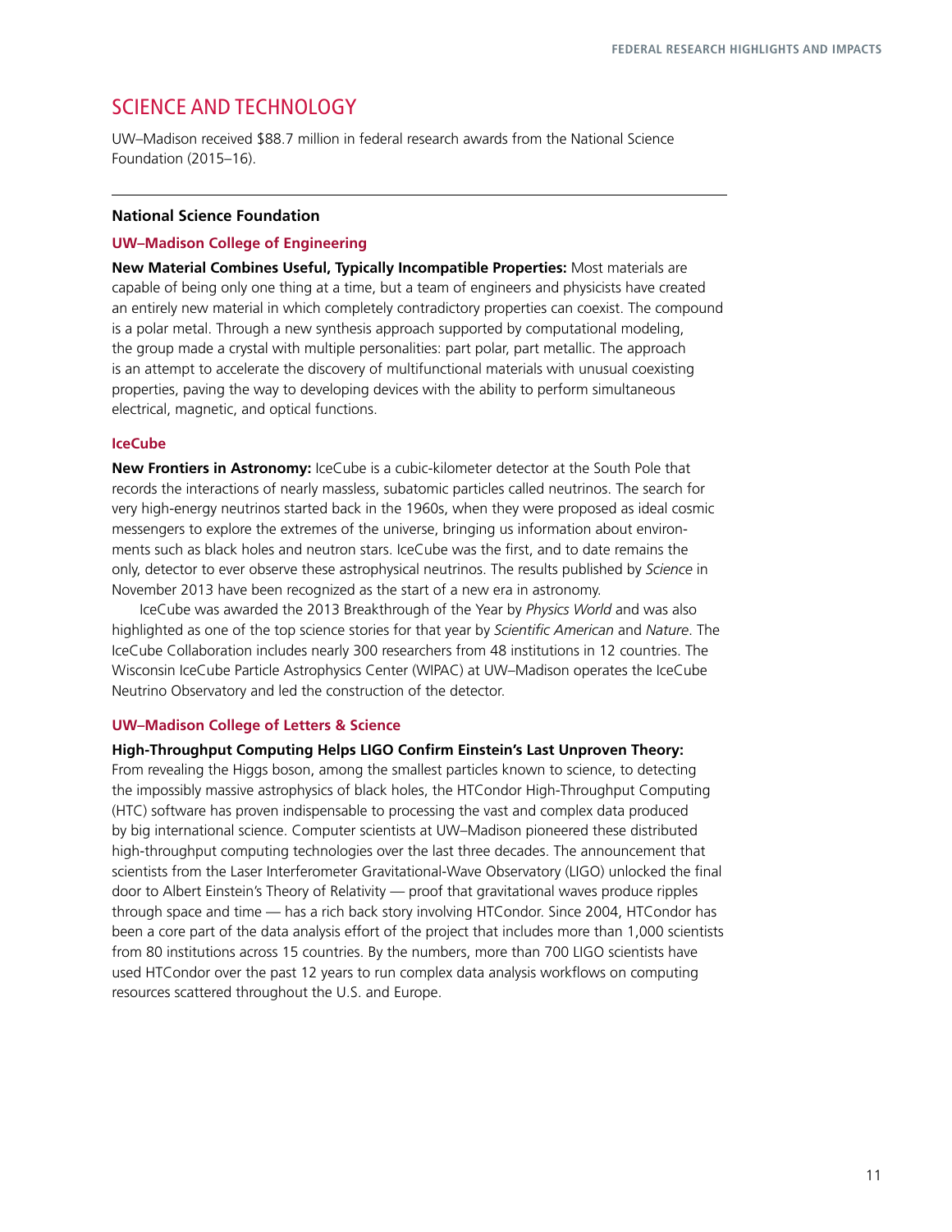## SCIENCE AND TECHNOLOGY

UW–Madison received $88.7 million in federal research awards from the National Science Foundation (2015–16).

---

### National Science Foundation

#### UW–Madison College of Engineering

**New Material Combines Useful, Typically Incompatible Properties:** Most materials are capable of being only one thing at a time, but a team of engineers and physicists have created an entirely new material in which completely contradictory properties can coexist. The compound is a polar metal. Through a new synthesis approach supported by computational modeling, the group made a crystal with multiple personalities: part polar, part metallic. The approach is an attempt to accelerate the discovery of multifunctional materials with unusual coexisting properties, paving the way to developing devices with the ability to perform simultaneous electrical, magnetic, and optical functions.

#### IceCube

**New Frontiers in Astronomy:** IceCube is a cubic-kilometer detector at the South Pole that records the interactions of nearly massless, subatomic particles called neutrinos. The search for very high-energy neutrinos started back in the 1960s, when they were proposed as ideal cosmic messengers to explore the extremes of the universe, bringing us information about environments such as black holes and neutron stars. IceCube was the first, and to date remains the only, detector to ever observe these astrophysical neutrinos. The results published by *Science* in November 2013 have been recognized as the start of a new era in astronomy.

IceCube was awarded the 2013 Breakthrough of the Year by *Physics World* and was also highlighted as one of the top science stories for that year by *Scientific American* and *Nature*. The IceCube Collaboration includes nearly 300 researchers from 48 institutions in 12 countries. The Wisconsin IceCube Particle Astrophysics Center (WIPAC) at UW–Madison operates the IceCube Neutrino Observatory and led the construction of the detector.

#### UW–Madison College of Letters & Science

**High-Throughput Computing Helps LIGO Confirm Einstein's Last Unproven Theory:** From revealing the Higgs boson, among the smallest particles known to science, to detecting the impossibly massive astrophysics of black holes, the HTCondor High-Throughput Computing (HTC) software has proven indispensable to processing the vast and complex data produced by big international science. Computer scientists at UW–Madison pioneered these distributed high-throughput computing technologies over the last three decades. The announcement that scientists from the Laser Interferometer Gravitational-Wave Observatory (LIGO) unlocked the final door to Albert Einstein's Theory of Relativity — proof that gravitational waves produce ripples through space and time — has a rich back story involving HTCondor. Since 2004, HTCondor has been a core part of the data analysis effort of the project that includes more than 1,000 scientists from 80 institutions across 15 countries. By the numbers, more than 700 LIGO scientists have used HTCondor over the past 12 years to run complex data analysis workflows on computing resources scattered throughout the U.S. and Europe.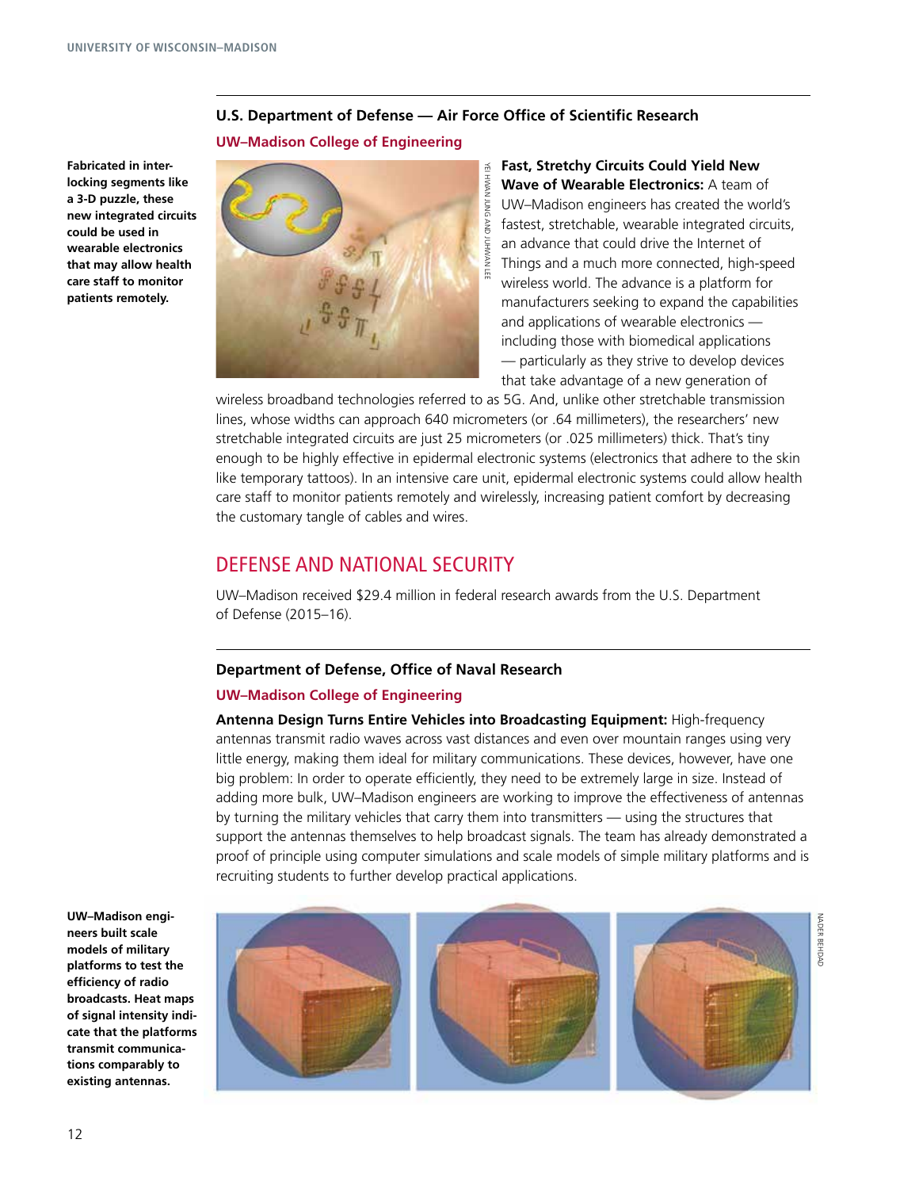## U.S. Department of Defense — Air Force Office of Scientific Research

### UW–Madison College of Engineering

Fabricated in interlocking segments like a 3-D puzzle, these new integrated circuits could be used in wearable electronics that may allow health care staff to monitor patients remotely.

YEI HWAN JUNG AND JUHWAN LEE

**Fast, Stretchy Circuits Could Yield New Wave of Wearable Electronics:** A team of UW–Madison engineers has created the world's fastest, stretchable, wearable integrated circuits, an advance that could drive the Internet of Things and a much more connected, high-speed wireless world. The advance is a platform for manufacturers seeking to expand the capabilities and applications of wearable electronics — including those with biomedical applications — particularly as they strive to develop devices that take advantage of a new generation of wireless broadband technologies referred to as 5G. And, unlike other stretchable transmission lines, whose widths can approach 640 micrometers (or .64 millimeters), the researchers' new stretchable integrated circuits are just 25 micrometers (or .025 millimeters) thick. That's tiny enough to be highly effective in epidermal electronic systems (electronics that adhere to the skin like temporary tattoos). In an intensive care unit, epidermal electronic systems could allow health care staff to monitor patients remotely and wirelessly, increasing patient comfort by decreasing the customary tangle of cables and wires.

# DEFENSE AND NATIONAL SECURITY

UW–Madison received $29.4 million in federal research awards from the U.S. Department of Defense (2015–16).

## Department of Defense, Office of Naval Research

### UW–Madison College of Engineering

**Antenna Design Turns Entire Vehicles into Broadcasting Equipment:** High-frequency antennas transmit radio waves across vast distances and even over mountain ranges using very little energy, making them ideal for military communications. These devices, however, have one big problem: In order to operate efficiently, they need to be extremely large in size. Instead of adding more bulk, UW–Madison engineers are working to improve the effectiveness of antennas by turning the military vehicles that carry them into transmitters — using the structures that support the antennas themselves to help broadcast signals. The team has already demonstrated a proof of principle using computer simulations and scale models of simple military platforms and is recruiting students to further develop practical applications.

UW–Madison engineers built scale models of military platforms to test the efficiency of radio broadcasts. Heat maps of signal intensity indicate that the platforms transmit communications comparably to existing antennas.

NADER BEHDAD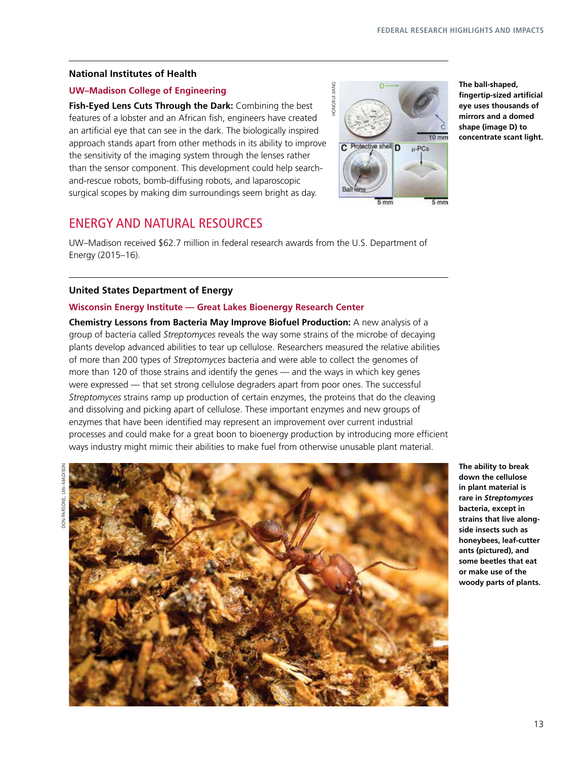### National Institutes of Health

#### UW–Madison College of Engineering

**Fish-Eyed Lens Cuts Through the Dark:** Combining the best features of a lobster and an African fish, engineers have created an artificial eye that can see in the dark. The biologically inspired approach stands apart from other methods in its ability to improve the sensitivity of the imaging system through the lenses rather than the sensor component. This development could help search-and-rescue robots, bomb-diffusing robots, and laparoscopic surgical scopes by making dim surroundings seem bright as day.

**The ball-shaped, fingertip-sized artificial eye uses thousands of mirrors and a domed shape (image D) to concentrate scant light.**

## ENERGY AND NATURAL RESOURCES

UW–Madison received $62.7 million in federal research awards from the U.S. Department of Energy (2015–16).

### United States Department of Energy

#### Wisconsin Energy Institute — Great Lakes Bioenergy Research Center

**Chemistry Lessons from Bacteria May Improve Biofuel Production:** A new analysis of a group of bacteria called *Streptomyces* reveals the way some strains of the microbe of decaying plants develop advanced abilities to tear up cellulose. Researchers measured the relative abilities of more than 200 types of *Streptomyces* bacteria and were able to collect the genomes of more than 120 of those strains and identify the genes — and the ways in which key genes were expressed — that set strong cellulose degraders apart from poor ones. The successful *Streptomyces* strains ramp up production of certain enzymes, the proteins that do the cleaving and dissolving and picking apart of cellulose. These important enzymes and new groups of enzymes that have been identified may represent an improvement over current industrial processes and could make for a great boon to bioenergy production by introducing more efficient ways industry might mimic their abilities to make fuel from otherwise unusable plant material.

**The ability to break down the cellulose in plant material is rare in *Streptomyces* bacteria, except in strains that live alongside insects such as honeybees, leaf-cutter ants (pictured), and some beetles that eat or make use of the woody parts of plants.**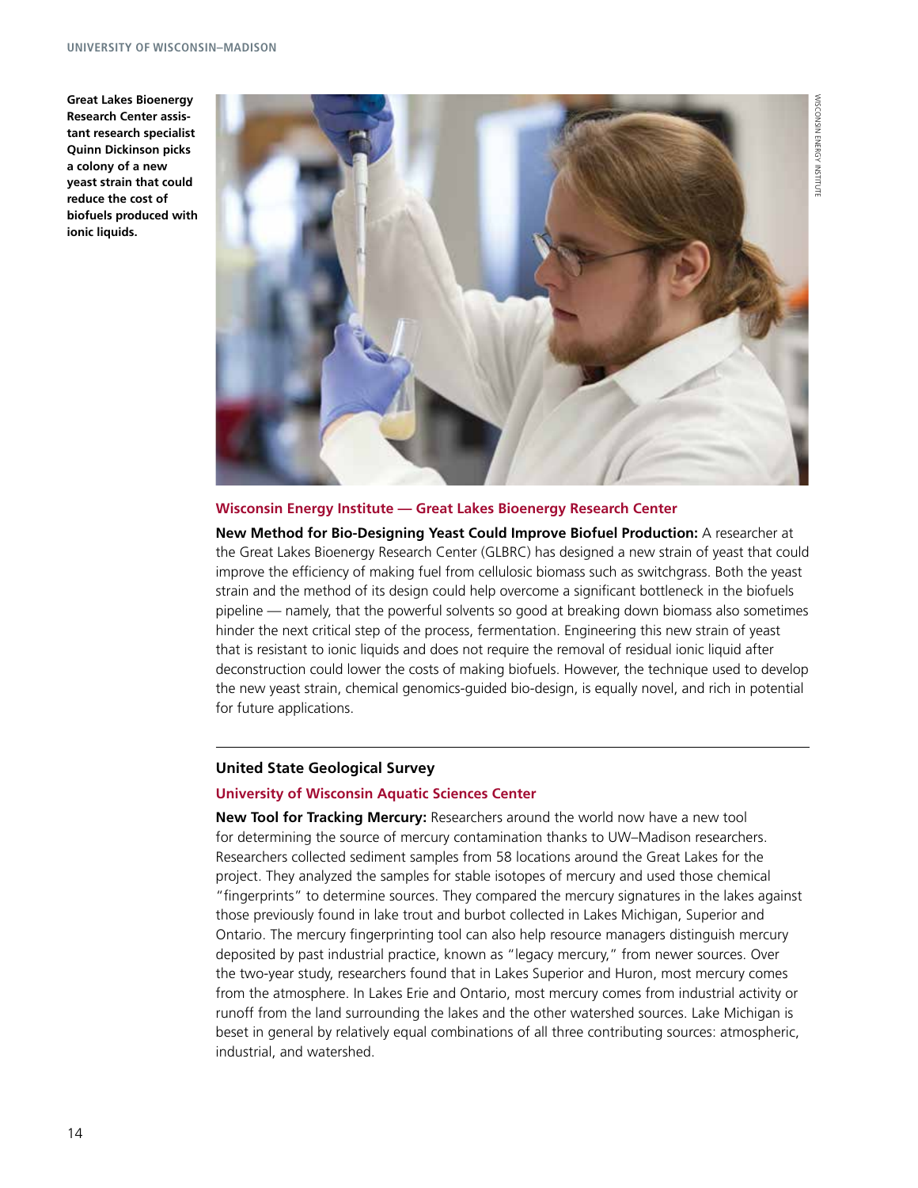Great Lakes Bioenergy Research Center assistant research specialist Quinn Dickinson picks a colony of a new yeast strain that could reduce the cost of biofuels produced with ionic liquids.

## Wisconsin Energy Institute — Great Lakes Bioenergy Research Center

**New Method for Bio-Designing Yeast Could Improve Biofuel Production:** A researcher at the Great Lakes Bioenergy Research Center (GLBRC) has designed a new strain of yeast that could improve the efficiency of making fuel from cellulosic biomass such as switchgrass. Both the yeast strain and the method of its design could help overcome a significant bottleneck in the biofuels pipeline — namely, that the powerful solvents so good at breaking down biomass also sometimes hinder the next critical step of the process, fermentation. Engineering this new strain of yeast that is resistant to ionic liquids and does not require the removal of residual ionic liquid after deconstruction could lower the costs of making biofuels. However, the technique used to develop the new yeast strain, chemical genomics-guided bio-design, is equally novel, and rich in potential for future applications.

---

## United State Geological Survey

### University of Wisconsin Aquatic Sciences Center

**New Tool for Tracking Mercury:** Researchers around the world now have a new tool for determining the source of mercury contamination thanks to UW–Madison researchers. Researchers collected sediment samples from 58 locations around the Great Lakes for the project. They analyzed the samples for stable isotopes of mercury and used those chemical "fingerprints" to determine sources. They compared the mercury signatures in the lakes against those previously found in lake trout and burbot collected in Lakes Michigan, Superior and Ontario. The mercury fingerprinting tool can also help resource managers distinguish mercury deposited by past industrial practice, known as "legacy mercury," from newer sources. Over the two-year study, researchers found that in Lakes Superior and Huron, most mercury comes from the atmosphere. In Lakes Erie and Ontario, most mercury comes from industrial activity or runoff from the land surrounding the lakes and the other watershed sources. Lake Michigan is beset in general by relatively equal combinations of all three contributing sources: atmospheric, industrial, and watershed.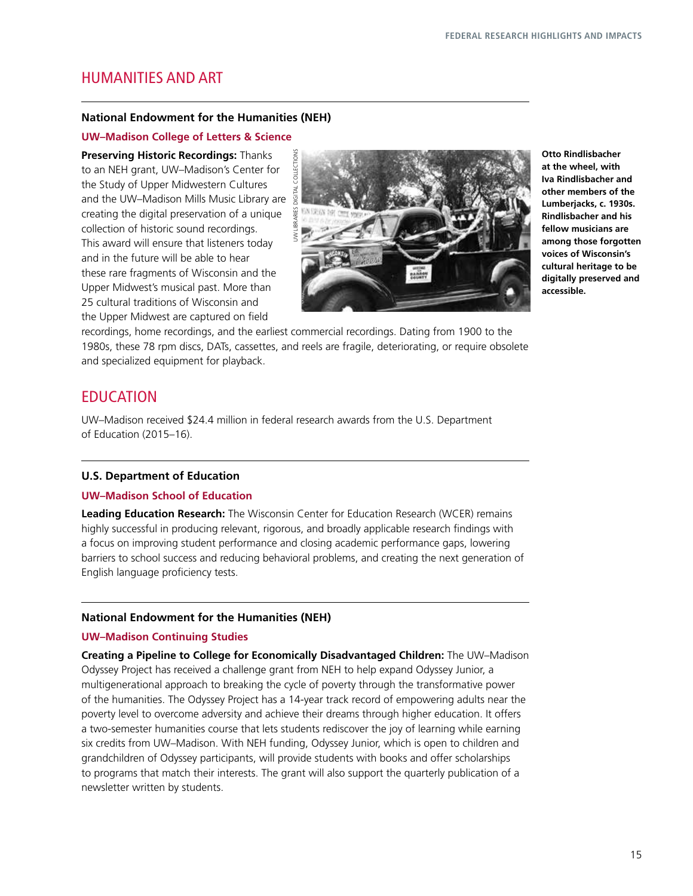## HUMANITIES AND ART

### National Endowment for the Humanities (NEH)

#### UW–Madison College of Letters & Science

**Preserving Historic Recordings:** Thanks to an NEH grant, UW–Madison's Center for the Study of Upper Midwestern Cultures and the UW–Madison Mills Music Library are creating the digital preservation of a unique collection of historic sound recordings. This award will ensure that listeners today and in the future will be able to hear these rare fragments of Wisconsin and the Upper Midwest's musical past. More than 25 cultural traditions of Wisconsin and the Upper Midwest are captured on field recordings, home recordings, and the earliest commercial recordings. Dating from 1900 to the 1980s, these 78 rpm discs, DATs, cassettes, and reels are fragile, deteriorating, or require obsolete and specialized equipment for playback.

UW LIBRARIES DIGITAL COLLECTIONS

**Otto Rindlisbacher at the wheel, with Iva Rindlisbacher and other members of the Lumberjacks, c. 1930s. Rindlisbacher and his fellow musicians are among those forgotten voices of Wisconsin's cultural heritage to be digitally preserved and accessible.**

## EDUCATION

UW–Madison received $24.4 million in federal research awards from the U.S. Department of Education (2015–16).

### U.S. Department of Education

#### UW–Madison School of Education

**Leading Education Research:** The Wisconsin Center for Education Research (WCER) remains highly successful in producing relevant, rigorous, and broadly applicable research findings with a focus on improving student performance and closing academic performance gaps, lowering barriers to school success and reducing behavioral problems, and creating the next generation of English language proficiency tests.

### National Endowment for the Humanities (NEH)

#### UW–Madison Continuing Studies

**Creating a Pipeline to College for Economically Disadvantaged Children:** The UW–Madison Odyssey Project has received a challenge grant from NEH to help expand Odyssey Junior, a multigenerational approach to breaking the cycle of poverty through the transformative power of the humanities. The Odyssey Project has a 14-year track record of empowering adults near the poverty level to overcome adversity and achieve their dreams through higher education. It offers a two-semester humanities course that lets students rediscover the joy of learning while earning six credits from UW–Madison. With NEH funding, Odyssey Junior, which is open to children and grandchildren of Odyssey participants, will provide students with books and offer scholarships to programs that match their interests. The grant will also support the quarterly publication of a newsletter written by students.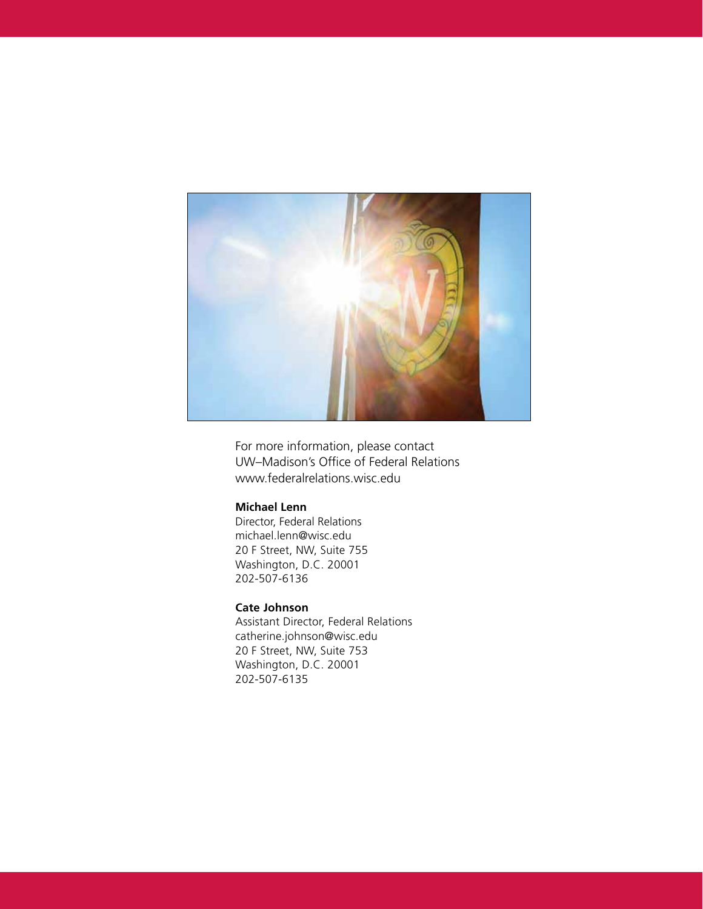For more information, please contact
UW–Madison's Office of Federal Relations
www.federalrelations.wisc.edu

**Michael Lenn**
Director, Federal Relations
michael.lenn@wisc.edu
20 F Street, NW, Suite 755
Washington, D.C. 20001
202-507-6136

**Cate Johnson**
Assistant Director, Federal Relations
catherine.johnson@wisc.edu
20 F Street, NW, Suite 753
Washington, D.C. 20001
202-507-6135